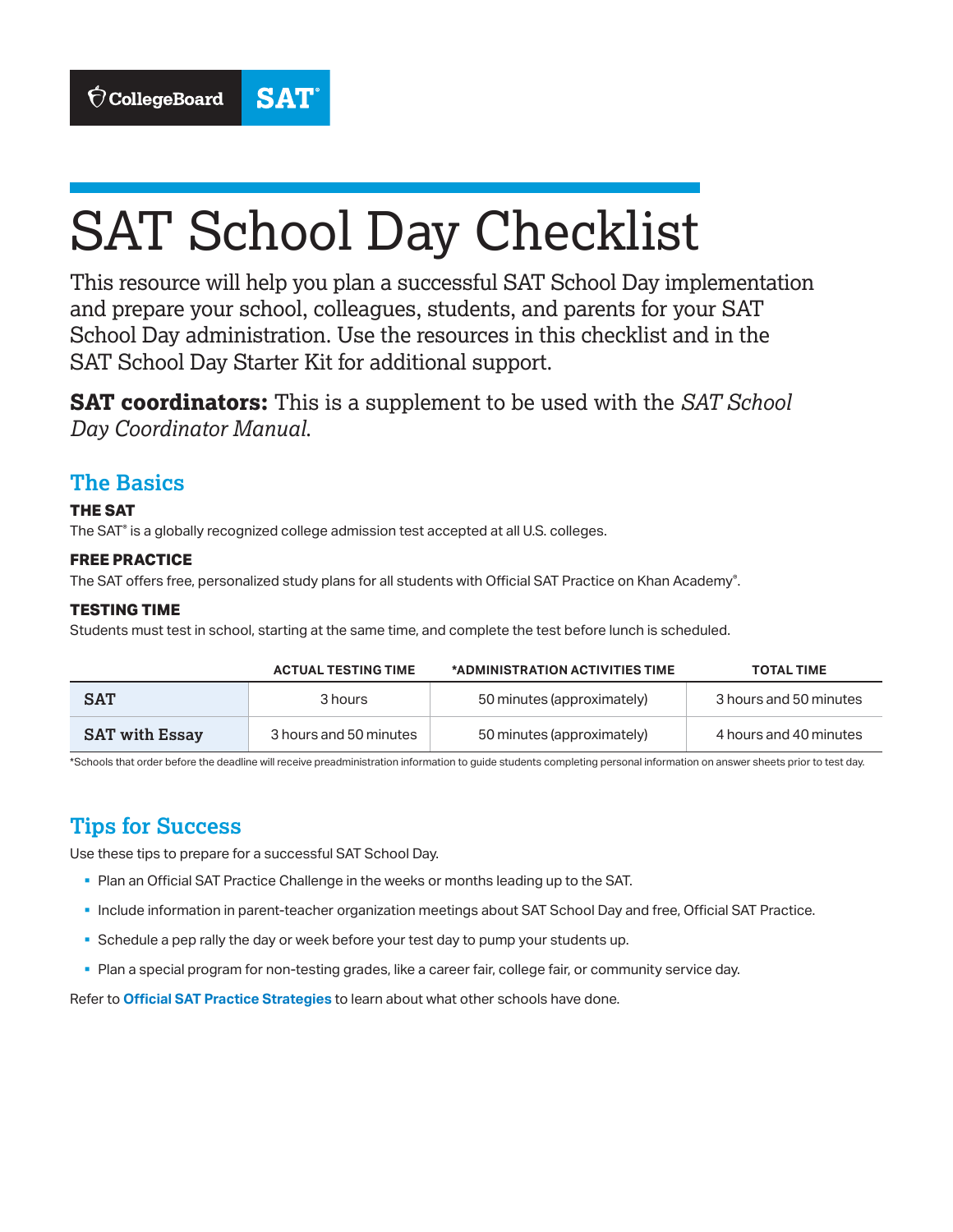CollegeBoard SAT®

# SAT School Day Checklist

This resource will help you plan a successful SAT School Day implementation and prepare your school, colleagues, students, and parents for your SAT School Day administration. Use the resources in this checklist and in the SAT School Day Starter Kit for additional support.

**SAT coordinators:** This is a supplement to be used with the *SAT School Day Coordinator Manual*.

## The Basics

### THE SAT

The SAT® is a globally recognized college admission test accepted at all U.S. colleges.

### FREE PRACTICE

The SAT offers free, personalized study plans for all students with Official SAT Practice on Khan Academy®.

### TESTING TIME

Students must test in school, starting at the same time, and complete the test before lunch is scheduled.

| | ACTUAL TESTING TIME | *ADMINISTRATION ACTIVITIES TIME | TOTAL TIME |
|---|---|---|---|
| **SAT** | 3 hours | 50 minutes (approximately) | 3 hours and 50 minutes |
| **SAT with Essay** | 3 hours and 50 minutes | 50 minutes (approximately) | 4 hours and 40 minutes |

*Schools that order before the deadline will receive preadministration information to guide students completing personal information on answer sheets prior to test day.

## Tips for Success

Use these tips to prepare for a successful SAT School Day.

- Plan an Official SAT Practice Challenge in the weeks or months leading up to the SAT.
- Include information in parent-teacher organization meetings about SAT School Day and free, Official SAT Practice.
- Schedule a pep rally the day or week before your test day to pump your students up.
- Plan a special program for non-testing grades, like a career fair, college fair, or community service day.

Refer to **Official SAT Practice Strategies** to learn about what other schools have done.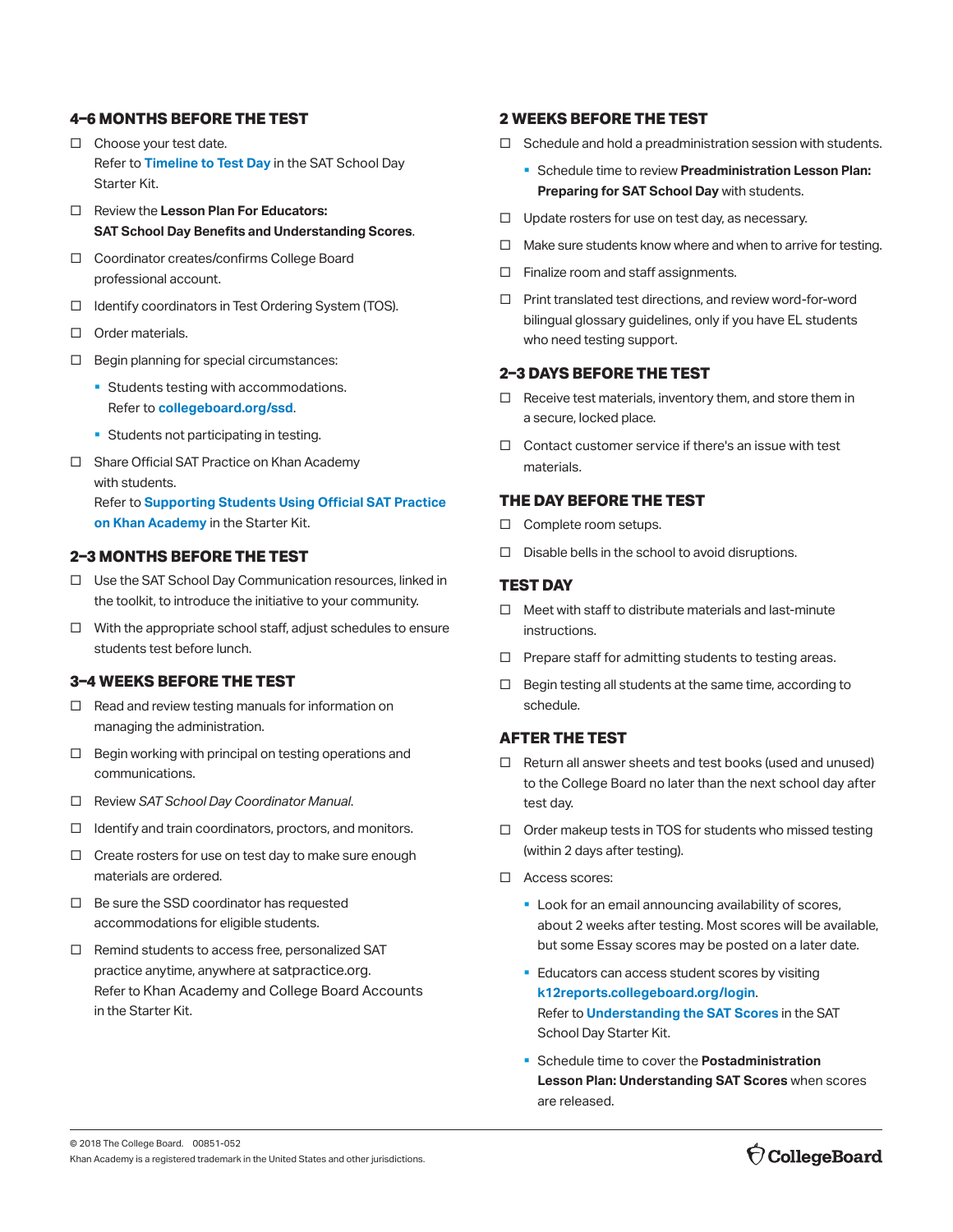## 4–6 MONTHS BEFORE THE TEST

- ☐ Choose your test date.
  Refer to **Timeline to Test Day** in the SAT School Day Starter Kit.
- ☐ Review the **Lesson Plan For Educators: SAT School Day Benefits and Understanding Scores**.
- ☐ Coordinator creates/confirms College Board professional account.
- ☐ Identify coordinators in Test Ordering System (TOS).
- ☐ Order materials.
- ☐ Begin planning for special circumstances:
  - Students testing with accommodations. Refer to **collegeboard.org/ssd**.
  - Students not participating in testing.
- ☐ Share Official SAT Practice on Khan Academy with students.
  Refer to **Supporting Students Using Official SAT Practice on Khan Academy** in the Starter Kit.

## 2–3 MONTHS BEFORE THE TEST

- ☐ Use the SAT School Day Communication resources, linked in the toolkit, to introduce the initiative to your community.
- ☐ With the appropriate school staff, adjust schedules to ensure students test before lunch.

## 3–4 WEEKS BEFORE THE TEST

- ☐ Read and review testing manuals for information on managing the administration.
- ☐ Begin working with principal on testing operations and communications.
- ☐ Review *SAT School Day Coordinator Manual*.
- ☐ Identify and train coordinators, proctors, and monitors.
- ☐ Create rosters for use on test day to make sure enough materials are ordered.
- ☐ Be sure the SSD coordinator has requested accommodations for eligible students.
- ☐ Remind students to access free, personalized SAT practice anytime, anywhere at satpractice.org.
  Refer to Khan Academy and College Board Accounts in the Starter Kit.

## 2 WEEKS BEFORE THE TEST

- ☐ Schedule and hold a preadministration session with students.
  - Schedule time to review **Preadministration Lesson Plan: Preparing for SAT School Day** with students.
- ☐ Update rosters for use on test day, as necessary.
- ☐ Make sure students know where and when to arrive for testing.
- ☐ Finalize room and staff assignments.
- ☐ Print translated test directions, and review word-for-word bilingual glossary guidelines, only if you have EL students who need testing support.

## 2–3 DAYS BEFORE THE TEST

- ☐ Receive test materials, inventory them, and store them in a secure, locked place.
- ☐ Contact customer service if there's an issue with test materials.

## THE DAY BEFORE THE TEST

- ☐ Complete room setups.
- ☐ Disable bells in the school to avoid disruptions.

## TEST DAY

- ☐ Meet with staff to distribute materials and last-minute instructions.
- ☐ Prepare staff for admitting students to testing areas.
- ☐ Begin testing all students at the same time, according to schedule.

## AFTER THE TEST

- ☐ Return all answer sheets and test books (used and unused) to the College Board no later than the next school day after test day.
- ☐ Order makeup tests in TOS for students who missed testing (within 2 days after testing).
- ☐ Access scores:
  - Look for an email announcing availability of scores, about 2 weeks after testing. Most scores will be available, but some Essay scores may be posted on a later date.
  - Educators can access student scores by visiting **k12reports.collegeboard.org/login**.
    Refer to **Understanding the SAT Scores** in the SAT School Day Starter Kit.
  - Schedule time to cover the **Postadministration Lesson Plan: Understanding SAT Scores** when scores are released.

© 2018 The College Board. 00851-052
Khan Academy is a registered trademark in the United States and other jurisdictions.

CollegeBoard